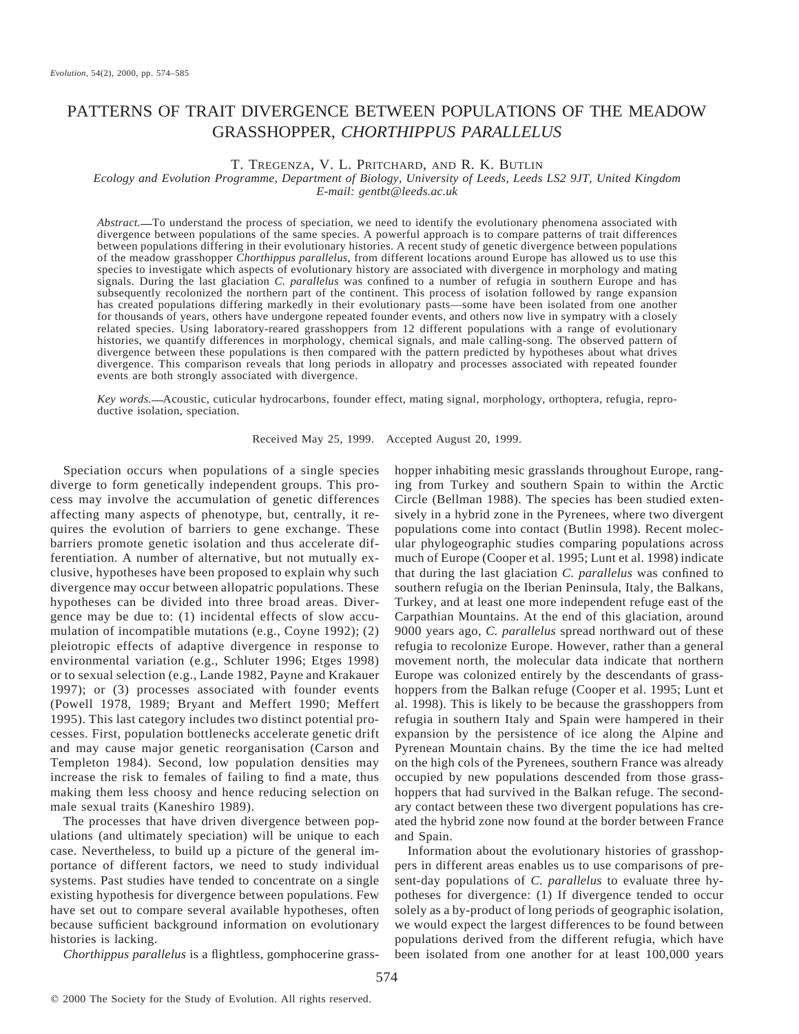# PATTERNS OF TRAIT DIVERGENCE BETWEEN POPULATIONS OF THE MEADOW GRASSHOPPER, *CHORTHIPPUS PARALLELUS*

T. Tregenza, V. L. Pritchard, and R. K. Butlin

*Ecology and Evolution Programme, Department of Biology, University of Leeds, Leeds LS2 9JT, United Kingdom*
*E-mail: gentbt@leeds.ac.uk*

*Abstract.*—To understand the process of speciation, we need to identify the evolutionary phenomena associated with divergence between populations of the same species. A powerful approach is to compare patterns of trait differences between populations differing in their evolutionary histories. A recent study of genetic divergence between populations of the meadow grasshopper *Chorthippus parallelus*, from different locations around Europe has allowed us to use this species to investigate which aspects of evolutionary history are associated with divergence in morphology and mating signals. During the last glaciation *C. parallelus* was confined to a number of refugia in southern Europe and has subsequently recolonized the northern part of the continent. This process of isolation followed by range expansion has created populations differing markedly in their evolutionary pasts—some have been isolated from one another for thousands of years, others have undergone repeated founder events, and others now live in sympatry with a closely related species. Using laboratory-reared grasshoppers from 12 different populations with a range of evolutionary histories, we quantify differences in morphology, chemical signals, and male calling-song. The observed pattern of divergence between these populations is then compared with the pattern predicted by hypotheses about what drives divergence. This comparison reveals that long periods in allopatry and processes associated with repeated founder events are both strongly associated with divergence.

*Key words.*—Acoustic, cuticular hydrocarbons, founder effect, mating signal, morphology, orthoptera, refugia, reproductive isolation, speciation.

Received May 25, 1999. Accepted August 20, 1999.

Speciation occurs when populations of a single species diverge to form genetically independent groups. This process may involve the accumulation of genetic differences affecting many aspects of phenotype, but, centrally, it requires the evolution of barriers to gene exchange. These barriers promote genetic isolation and thus accelerate differentiation. A number of alternative, but not mutually exclusive, hypotheses have been proposed to explain why such divergence may occur between allopatric populations. These hypotheses can be divided into three broad areas. Divergence may be due to: (1) incidental effects of slow accumulation of incompatible mutations (e.g., Coyne 1992); (2) pleiotropic effects of adaptive divergence in response to environmental variation (e.g., Schluter 1996; Etges 1998) or to sexual selection (e.g., Lande 1982, Payne and Krakauer 1997); or (3) processes associated with founder events (Powell 1978, 1989; Bryant and Meffert 1990; Meffert 1995). This last category includes two distinct potential processes. First, population bottlenecks accelerate genetic drift and may cause major genetic reorganisation (Carson and Templeton 1984). Second, low population densities may increase the risk to females of failing to find a mate, thus making them less choosy and hence reducing selection on male sexual traits (Kaneshiro 1989).

The processes that have driven divergence between populations (and ultimately speciation) will be unique to each case. Nevertheless, to build up a picture of the general importance of different factors, we need to study individual systems. Past studies have tended to concentrate on a single existing hypothesis for divergence between populations. Few have set out to compare several available hypotheses, often because sufficient background information on evolutionary histories is lacking.

*Chorthippus parallelus* is a flightless, gomphocerine grasshopper inhabiting mesic grasslands throughout Europe, ranging from Turkey and southern Spain to within the Arctic Circle (Bellman 1988). The species has been studied extensively in a hybrid zone in the Pyrenees, where two divergent populations come into contact (Butlin 1998). Recent molecular phylogeographic studies comparing populations across much of Europe (Cooper et al. 1995; Lunt et al. 1998) indicate that during the last glaciation *C. parallelus* was confined to southern refugia on the Iberian Peninsula, Italy, the Balkans, Turkey, and at least one more independent refuge east of the Carpathian Mountains. At the end of this glaciation, around 9000 years ago, *C. parallelus* spread northward out of these refugia to recolonize Europe. However, rather than a general movement north, the molecular data indicate that northern Europe was colonized entirely by the descendants of grasshoppers from the Balkan refuge (Cooper et al. 1995; Lunt et al. 1998). This is likely to be because the grasshoppers from refugia in southern Italy and Spain were hampered in their expansion by the persistence of ice along the Alpine and Pyrenean Mountain chains. By the time the ice had melted on the high cols of the Pyrenees, southern France was already occupied by new populations descended from those grasshoppers that had survived in the Balkan refuge. The secondary contact between these two divergent populations has created the hybrid zone now found at the border between France and Spain.

Information about the evolutionary histories of grasshoppers in different areas enables us to use comparisons of present-day populations of *C. parallelus* to evaluate three hypotheses for divergence: (1) If divergence tended to occur solely as a by-product of long periods of geographic isolation, we would expect the largest differences to be found between populations derived from the different refugia, which have been isolated from one another for at least 100,000 years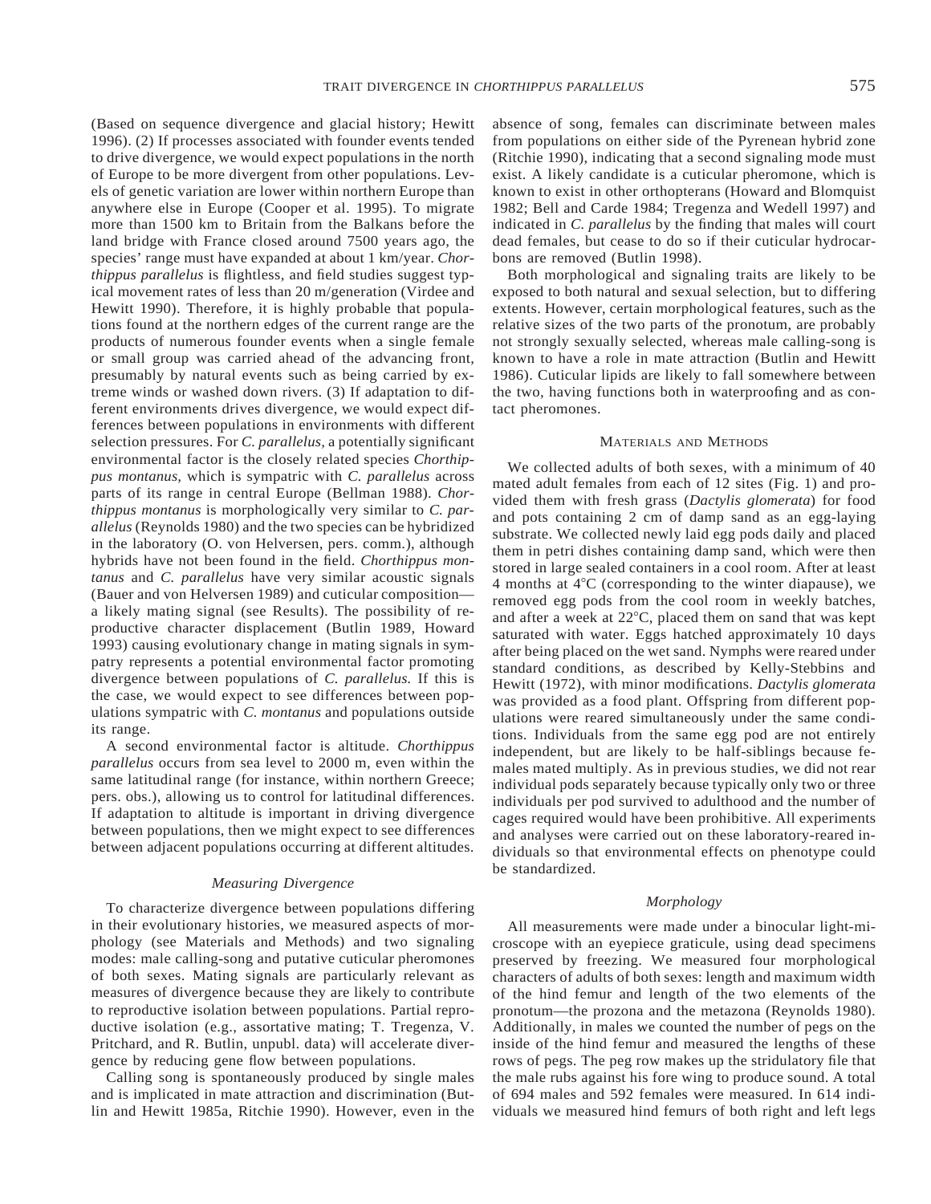(Based on sequence divergence and glacial history; Hewitt 1996). (2) If processes associated with founder events tended to drive divergence, we would expect populations in the north of Europe to be more divergent from other populations. Levels of genetic variation are lower within northern Europe than anywhere else in Europe (Cooper et al. 1995). To migrate more than 1500 km to Britain from the Balkans before the land bridge with France closed around 7500 years ago, the species' range must have expanded at about 1 km/year. *Chorthippus parallelus* is flightless, and field studies suggest typical movement rates of less than 20 m/generation (Virdee and Hewitt 1990). Therefore, it is highly probable that populations found at the northern edges of the current range are the products of numerous founder events when a single female or small group was carried ahead of the advancing front, presumably by natural events such as being carried by extreme winds or washed down rivers. (3) If adaptation to different environments drives divergence, we would expect differences between populations in environments with different selection pressures. For *C. parallelus,* a potentially significant environmental factor is the closely related species *Chorthippus montanus,* which is sympatric with *C. parallelus* across parts of its range in central Europe (Bellman 1988). *Chorthippus montanus* is morphologically very similar to *C. parallelus* (Reynolds 1980) and the two species can be hybridized in the laboratory (O. von Helversen, pers. comm.), although hybrids have not been found in the field. *Chorthippus montanus* and *C. parallelus* have very similar acoustic signals (Bauer and von Helversen 1989) and cuticular composition—a likely mating signal (see Results). The possibility of reproductive character displacement (Butlin 1989, Howard 1993) causing evolutionary change in mating signals in sympatry represents a potential environmental factor promoting divergence between populations of *C. parallelus.* If this is the case, we would expect to see differences between populations sympatric with *C. montanus* and populations outside its range.

A second environmental factor is altitude. *Chorthippus parallelus* occurs from sea level to 2000 m, even within the same latitudinal range (for instance, within northern Greece; pers. obs.), allowing us to control for latitudinal differences. If adaptation to altitude is important in driving divergence between populations, then we might expect to see differences between adjacent populations occurring at different altitudes.

### *Measuring Divergence*

To characterize divergence between populations differing in their evolutionary histories, we measured aspects of morphology (see Materials and Methods) and two signaling modes: male calling-song and putative cuticular pheromones of both sexes. Mating signals are particularly relevant as measures of divergence because they are likely to contribute to reproductive isolation between populations. Partial reproductive isolation (e.g., assortative mating; T. Tregenza, V. Pritchard, and R. Butlin, unpubl. data) will accelerate divergence by reducing gene flow between populations.

Calling song is spontaneously produced by single males and is implicated in mate attraction and discrimination (Butlin and Hewitt 1985a, Ritchie 1990). However, even in the absence of song, females can discriminate between males from populations on either side of the Pyrenean hybrid zone (Ritchie 1990), indicating that a second signaling mode must exist. A likely candidate is a cuticular pheromone, which is known to exist in other orthopterans (Howard and Blomquist 1982; Bell and Carde 1984; Tregenza and Wedell 1997) and indicated in *C. parallelus* by the finding that males will court dead females, but cease to do so if their cuticular hydrocarbons are removed (Butlin 1998).

Both morphological and signaling traits are likely to be exposed to both natural and sexual selection, but to differing extents. However, certain morphological features, such as the relative sizes of the two parts of the pronotum, are probably not strongly sexually selected, whereas male calling-song is known to have a role in mate attraction (Butlin and Hewitt 1986). Cuticular lipids are likely to fall somewhere between the two, having functions both in waterproofing and as contact pheromones.

## Materials and Methods

We collected adults of both sexes, with a minimum of 40 mated adult females from each of 12 sites (Fig. 1) and provided them with fresh grass (*Dactylis glomerata*) for food and pots containing 2 cm of damp sand as an egg-laying substrate. We collected newly laid egg pods daily and placed them in petri dishes containing damp sand, which were then stored in large sealed containers in a cool room. After at least 4 months at 4°C (corresponding to the winter diapause), we removed egg pods from the cool room in weekly batches, and after a week at 22°C, placed them on sand that was kept saturated with water. Eggs hatched approximately 10 days after being placed on the wet sand. Nymphs were reared under standard conditions, as described by Kelly-Stebbins and Hewitt (1972), with minor modifications. *Dactylis glomerata* was provided as a food plant. Offspring from different populations were reared simultaneously under the same conditions. Individuals from the same egg pod are not entirely independent, but are likely to be half-siblings because females mated multiply. As in previous studies, we did not rear individual pods separately because typically only two or three individuals per pod survived to adulthood and the number of cages required would have been prohibitive. All experiments and analyses were carried out on these laboratory-reared individuals so that environmental effects on phenotype could be standardized.

### *Morphology*

All measurements were made under a binocular light-microscope with an eyepiece graticule, using dead specimens preserved by freezing. We measured four morphological characters of adults of both sexes: length and maximum width of the hind femur and length of the two elements of the pronotum—the prozona and the metazona (Reynolds 1980). Additionally, in males we counted the number of pegs on the inside of the hind femur and measured the lengths of these rows of pegs. The peg row makes up the stridulatory file that the male rubs against his fore wing to produce sound. A total of 694 males and 592 females were measured. In 614 individuals we measured hind femurs of both right and left legs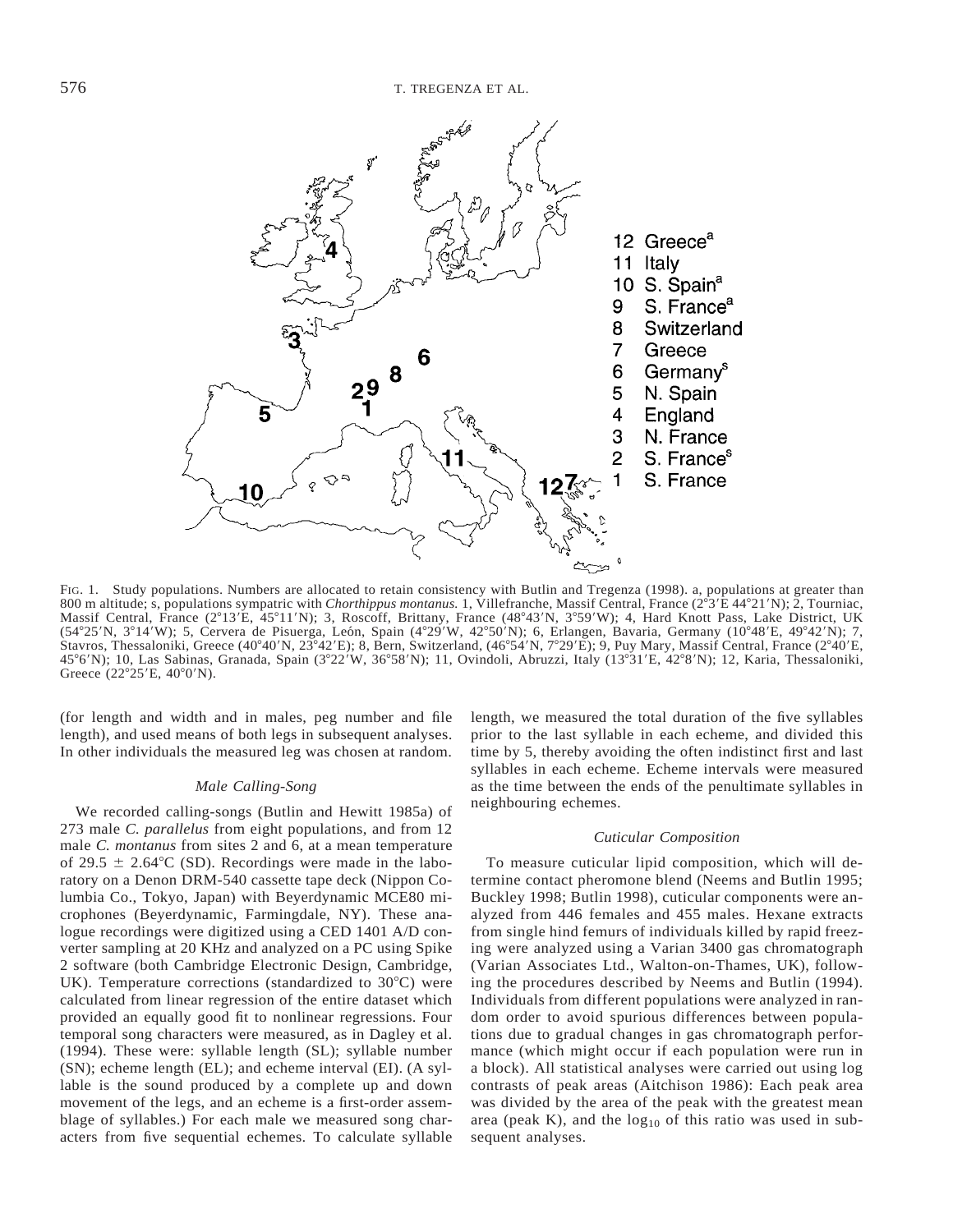FIG. 1. Study populations. Numbers are allocated to retain consistency with Butlin and Tregenza (1998). a, populations at greater than 800 m altitude; s, populations sympatric with *Chorthippus montanus.* 1, Villefranche, Massif Central, France (2°3′E 44°21′N); 2, Tourniac, Massif Central, France (2°13′E, 45°11′N); 3, Roscoff, Brittany, France (48°43′N, 3°59′W); 4, Hard Knott Pass, Lake District, UK (54°25′N, 3°14′W); 5, Cervera de Pisuerga, León, Spain (4°29′W, 42°50′N); 6, Erlangen, Bavaria, Germany (10°48′E, 49°42′N); 7, Stavros, Thessaloniki, Greece (40°40′N, 23°42′E); 8, Bern, Switzerland, (46°54′N, 7°29′E); 9, Puy Mary, Massif Central, France (2°40′E, 45°6′N); 10, Las Sabinas, Granada, Spain (3°22′W, 36°58′N); 11, Ovindoli, Abruzzi, Italy (13°31′E, 42°8′N); 12, Karia, Thessaloniki, Greece (22°25′E, 40°0′N).

(for length and width and in males, peg number and file length), and used means of both legs in subsequent analyses. In other individuals the measured leg was chosen at random.

### *Male Calling-Song*

We recorded calling-songs (Butlin and Hewitt 1985a) of 273 male *C. parallelus* from eight populations, and from 12 male *C. montanus* from sites 2 and 6, at a mean temperature of 29.5 ± 2.64°C (SD). Recordings were made in the laboratory on a Denon DRM-540 cassette tape deck (Nippon Columbia Co., Tokyo, Japan) with Beyerdynamic MCE80 microphones (Beyerdynamic, Farmingdale, NY). These analogue recordings were digitized using a CED 1401 A/D converter sampling at 20 KHz and analyzed on a PC using Spike 2 software (both Cambridge Electronic Design, Cambridge, UK). Temperature corrections (standardized to 30°C) were calculated from linear regression of the entire dataset which provided an equally good fit to nonlinear regressions. Four temporal song characters were measured, as in Dagley et al. (1994). These were: syllable length (SL); syllable number (SN); echeme length (EL); and echeme interval (EI). (A syllable is the sound produced by a complete up and down movement of the legs, and an echeme is a first-order assemblage of syllables.) For each male we measured song characters from five sequential echemes. To calculate syllable length, we measured the total duration of the five syllables prior to the last syllable in each echeme, and divided this time by 5, thereby avoiding the often indistinct first and last syllables in each echeme. Echeme intervals were measured as the time between the ends of the penultimate syllables in neighbouring echemes.

### *Cuticular Composition*

To measure cuticular lipid composition, which will determine contact pheromone blend (Neems and Butlin 1995; Buckley 1998; Butlin 1998), cuticular components were analyzed from 446 females and 455 males. Hexane extracts from single hind femurs of individuals killed by rapid freezing were analyzed using a Varian 3400 gas chromatograph (Varian Associates Ltd., Walton-on-Thames, UK), following the procedures described by Neems and Butlin (1994). Individuals from different populations were analyzed in random order to avoid spurious differences between populations due to gradual changes in gas chromatograph performance (which might occur if each population were run in a block). All statistical analyses were carried out using log contrasts of peak areas (Aitchison 1986): Each peak area was divided by the area of the peak with the greatest mean area (peak K), and the $\log_{10}$ of this ratio was used in subsequent analyses.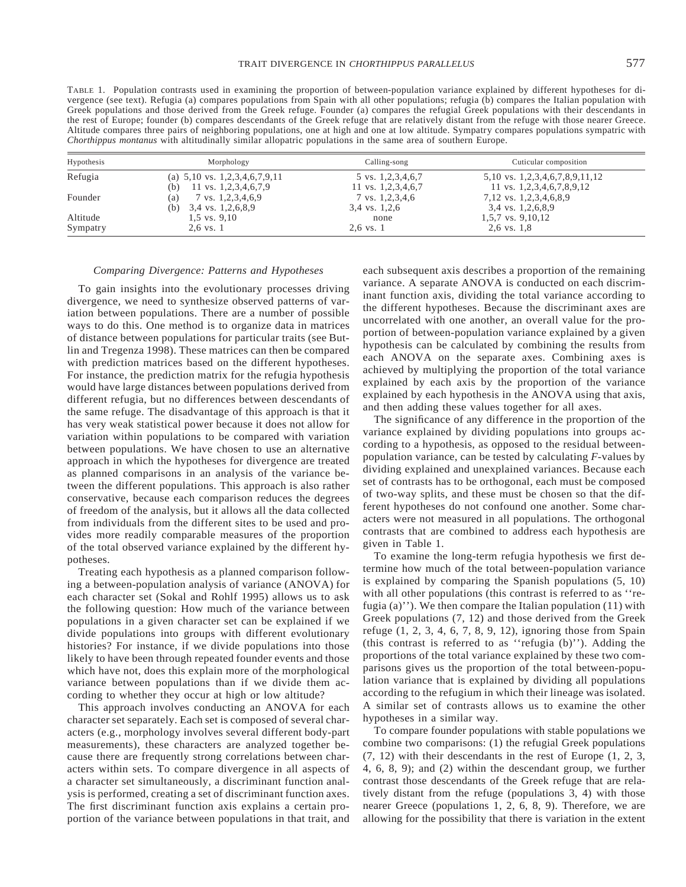TABLE 1. Population contrasts used in examining the proportion of between-population variance explained by different hypotheses for divergence (see text). Refugia (a) compares populations from Spain with all other populations; refugia (b) compares the Italian population with Greek populations and those derived from the Greek refuge. Founder (a) compares the refugial Greek populations with their descendants in the rest of Europe; founder (b) compares descendants of the Greek refuge that are relatively distant from the refuge with those nearer Greece. Altitude compares three pairs of neighboring populations, one at high and one at low altitude. Sympatry compares populations sympatric with *Chorthippus montanus* with altitudinally similar allopatric populations in the same area of southern Europe.

| Hypothesis | Morphology | Calling-song | Cuticular composition |
|---|---|---|---|
| Refugia | (a) 5,10 vs. 1,2,3,4,6,7,9,11 | 5 vs. 1,2,3,4,6,7 | 5,10 vs. 1,2,3,4,6,7,8,9,11,12 |
| | (b) 11 vs. 1,2,3,4,6,7,9 | 11 vs. 1,2,3,4,6,7 | 11 vs. 1,2,3,4,6,7,8,9,12 |
| Founder | (a) 7 vs. 1,2,3,4,6,9 | 7 vs. 1,2,3,4,6 | 7,12 vs. 1,2,3,4,6,8,9 |
| | (b) 3,4 vs. 1,2,6,8,9 | 3,4 vs. 1,2,6 | 3,4 vs. 1,2,6,8,9 |
| Altitude | 1,5 vs. 9,10 | none | 1,5,7 vs. 9,10,12 |
| Sympatry | 2,6 vs. 1 | 2,6 vs. 1 | 2,6 vs. 1,8 |

### *Comparing Divergence: Patterns and Hypotheses*

To gain insights into the evolutionary processes driving divergence, we need to synthesize observed patterns of variation between populations. There are a number of possible ways to do this. One method is to organize data in matrices of distance between populations for particular traits (see Butlin and Tregenza 1998). These matrices can then be compared with prediction matrices based on the different hypotheses. For instance, the prediction matrix for the refugia hypothesis would have large distances between populations derived from different refugia, but no differences between descendants of the same refuge. The disadvantage of this approach is that it has very weak statistical power because it does not allow for variation within populations to be compared with variation between populations. We have chosen to use an alternative approach in which the hypotheses for divergence are treated as planned comparisons in an analysis of the variance between the different populations. This approach is also rather conservative, because each comparison reduces the degrees of freedom of the analysis, but it allows all the data collected from individuals from the different sites to be used and provides more readily comparable measures of the proportion of the total observed variance explained by the different hypotheses.

Treating each hypothesis as a planned comparison following a between-population analysis of variance (ANOVA) for each character set (Sokal and Rohlf 1995) allows us to ask the following question: How much of the variance between populations in a given character set can be explained if we divide populations into groups with different evolutionary histories? For instance, if we divide populations into those likely to have been through repeated founder events and those which have not, does this explain more of the morphological variance between populations than if we divide them according to whether they occur at high or low altitude?

This approach involves conducting an ANOVA for each character set separately. Each set is composed of several characters (e.g., morphology involves several different body-part measurements), these characters are analyzed together because there are frequently strong correlations between characters within sets. To compare divergence in all aspects of a character set simultaneously, a discriminant function analysis is performed, creating a set of discriminant function axes. The first discriminant function axis explains a certain proportion of the variance between populations in that trait, and each subsequent axis describes a proportion of the remaining variance. A separate ANOVA is conducted on each discriminant function axis, dividing the total variance according to the different hypotheses. Because the discriminant axes are uncorrelated with one another, an overall value for the proportion of between-population variance explained by a given hypothesis can be calculated by combining the results from each ANOVA on the separate axes. Combining axes is achieved by multiplying the proportion of the total variance explained by each axis by the proportion of the variance explained by each hypothesis in the ANOVA using that axis, and then adding these values together for all axes.

The significance of any difference in the proportion of the variance explained by dividing populations into groups according to a hypothesis, as opposed to the residual between-population variance, can be tested by calculating $F$-values by dividing explained and unexplained variances. Because each set of contrasts has to be orthogonal, each must be composed of two-way splits, and these must be chosen so that the different hypotheses do not confound one another. Some characters were not measured in all populations. The orthogonal contrasts that are combined to address each hypothesis are given in Table 1.

To examine the long-term refugia hypothesis we first determine how much of the total between-population variance is explained by comparing the Spanish populations (5, 10) with all other populations (this contrast is referred to as ''refugia (a)''). We then compare the Italian population (11) with Greek populations (7, 12) and those derived from the Greek refuge (1, 2, 3, 4, 6, 7, 8, 9, 12), ignoring those from Spain (this contrast is referred to as ''refugia (b)''). Adding the proportions of the total variance explained by these two comparisons gives us the proportion of the total between-population variance that is explained by dividing all populations according to the refugium in which their lineage was isolated. A similar set of contrasts allows us to examine the other hypotheses in a similar way.

To compare founder populations with stable populations we combine two comparisons: (1) the refugial Greek populations (7, 12) with their descendants in the rest of Europe (1, 2, 3, 4, 6, 8, 9); and (2) within the descendant group, we further contrast those descendants of the Greek refuge that are relatively distant from the refuge (populations 3, 4) with those nearer Greece (populations 1, 2, 6, 8, 9). Therefore, we are allowing for the possibility that there is variation in the extent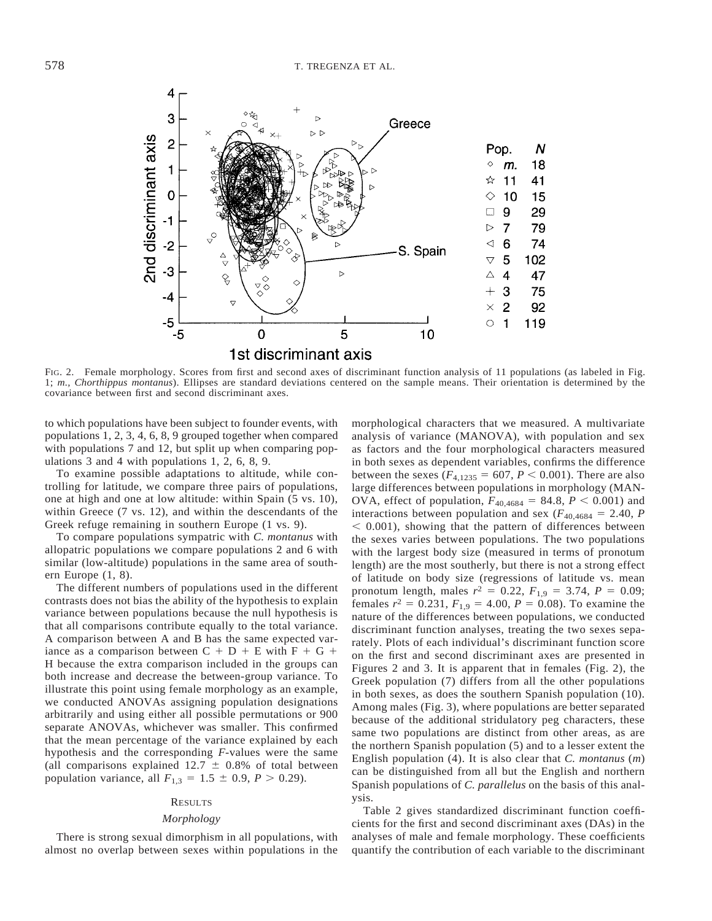FIG. 2. Female morphology. Scores from first and second axes of discriminant function analysis of 11 populations (as labeled in Fig. 1; *m.*, *Chorthippus montanus*). Ellipses are standard deviations centered on the sample means. Their orientation is determined by the covariance between first and second discriminant axes.

to which populations have been subject to founder events, with populations 1, 2, 3, 4, 6, 8, 9 grouped together when compared with populations 7 and 12, but split up when comparing populations 3 and 4 with populations 1, 2, 6, 8, 9.

To examine possible adaptations to altitude, while controlling for latitude, we compare three pairs of populations, one at high and one at low altitude: within Spain (5 vs. 10), within Greece (7 vs. 12), and within the descendants of the Greek refuge remaining in southern Europe (1 vs. 9).

To compare populations sympatric with *C. montanus* with allopatric populations we compare populations 2 and 6 with similar (low-altitude) populations in the same area of southern Europe (1, 8).

The different numbers of populations used in the different contrasts does not bias the ability of the hypothesis to explain variance between populations because the null hypothesis is that all comparisons contribute equally to the total variance. A comparison between A and B has the same expected variance as a comparison between C + D + E with F + G + H because the extra comparison included in the groups can both increase and decrease the between-group variance. To illustrate this point using female morphology as an example, we conducted ANOVAs assigning population designations arbitrarily and using either all possible permutations or 900 separate ANOVAs, whichever was smaller. This confirmed that the mean percentage of the variance explained by each hypothesis and the corresponding *F*-values were the same (all comparisons explained 12.7 ± 0.8% of total between population variance, all $F_{1,3} = 1.5 \pm 0.9$, $P > 0.29$).

## RESULTS

### *Morphology*

There is strong sexual dimorphism in all populations, with almost no overlap between sexes within populations in the morphological characters that we measured. A multivariate analysis of variance (MANOVA), with population and sex as factors and the four morphological characters measured in both sexes as dependent variables, confirms the difference between the sexes ($F_{4,1235} = 607$, $P < 0.001$). There are also large differences between populations in morphology (MANOVA, effect of population, $F_{40,4684} = 84.8$, $P < 0.001$) and interactions between population and sex ($F_{40,4684} = 2.40$, $P < 0.001$), showing that the pattern of differences between the sexes varies between populations. The two populations with the largest body size (measured in terms of pronotum length) are the most southerly, but there is not a strong effect of latitude on body size (regressions of latitude vs. mean pronotum length, males $r^2 = 0.22$, $F_{1,9} = 3.74$, $P = 0.09$; females $r^2 = 0.231$, $F_{1,9} = 4.00$, $P = 0.08$). To examine the nature of the differences between populations, we conducted discriminant function analyses, treating the two sexes separately. Plots of each individual's discriminant function score on the first and second discriminant axes are presented in Figures 2 and 3. It is apparent that in females (Fig. 2), the Greek population (7) differs from all the other populations in both sexes, as does the southern Spanish population (10). Among males (Fig. 3), where populations are better separated because of the additional stridulatory peg characters, these same two populations are distinct from other areas, as are the northern Spanish population (5) and to a lesser extent the English population (4). It is also clear that *C. montanus* (*m*) can be distinguished from all but the English and northern Spanish populations of *C. parallelus* on the basis of this analysis.

Table 2 gives standardized discriminant function coefficients for the first and second discriminant axes (DAs) in the analyses of male and female morphology. These coefficients quantify the contribution of each variable to the discriminant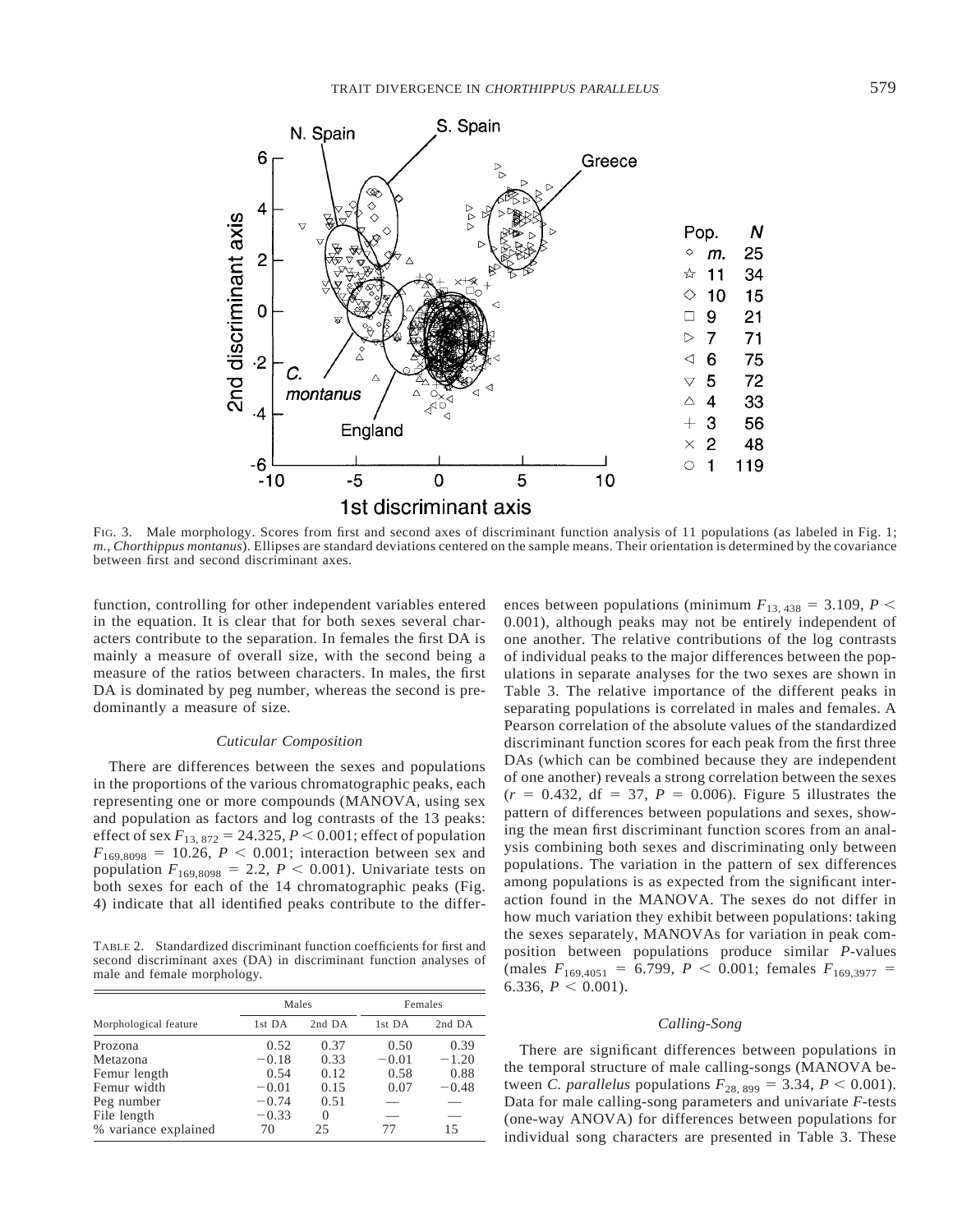FIG. 3. Male morphology. Scores from first and second axes of discriminant function analysis of 11 populations (as labeled in Fig. 1; *m., Chorthippus montanus*). Ellipses are standard deviations centered on the sample means. Their orientation is determined by the covariance between first and second discriminant axes.

function, controlling for other independent variables entered in the equation. It is clear that for both sexes several characters contribute to the separation. In females the first DA is mainly a measure of overall size, with the second being a measure of the ratios between characters. In males, the first DA is dominated by peg number, whereas the second is predominantly a measure of size.

### *Cuticular Composition*

There are differences between the sexes and populations in the proportions of the various chromatographic peaks, each representing one or more compounds (MANOVA, using sex and population as factors and log contrasts of the 13 peaks: effect of sex $F_{13,872} = 24.325$, $P < 0.001$; effect of population $F_{169,8098} = 10.26$, $P < 0.001$; interaction between sex and population $F_{169,8098} = 2.2$, $P < 0.001$). Univariate tests on both sexes for each of the 14 chromatographic peaks (Fig. 4) indicate that all identified peaks contribute to the differences between populations (minimum $F_{13,438} = 3.109$, $P < 0.001$), although peaks may not be entirely independent of one another. The relative contributions of the log contrasts of individual peaks to the major differences between the populations in separate analyses for the two sexes are shown in Table 3. The relative importance of the different peaks in separating populations is correlated in males and females. A Pearson correlation of the absolute values of the standardized discriminant function scores for each peak from the first three DAs (which can be combined because they are independent of one another) reveals a strong correlation between the sexes ($r = 0.432$, df = 37, $P = 0.006$). Figure 5 illustrates the pattern of differences between populations and sexes, showing the mean first discriminant function scores from an analysis combining both sexes and discriminating only between populations. The variation in the pattern of sex differences among populations is as expected from the significant interaction found in the MANOVA. The sexes do not differ in how much variation they exhibit between populations: taking the sexes separately, MANOVAs for variation in peak composition between populations produce similar *P*-values (males $F_{169,4051} = 6.799$, $P < 0.001$; females $F_{169,3977} = 6.336$, $P < 0.001$).

TABLE 2. Standardized discriminant function coefficients for first and second discriminant axes (DA) in discriminant function analyses of male and female morphology.

| Morphological feature | Males | | Females | |
|---|---|---|---|---|
| | 1st DA | 2nd DA | 1st DA | 2nd DA |
| Prozona | 0.52 | 0.37 | 0.50 | 0.39 |
| Metazona | −0.18 | 0.33 | −0.01 | −1.20 |
| Femur length | 0.54 | 0.12 | 0.58 | 0.88 |
| Femur width | −0.01 | 0.15 | 0.07 | −0.48 |
| Peg number | −0.74 | 0.51 | — | — |
| File length | −0.33 | 0 | — | — |
| % variance explained | 70 | 25 | 77 | 15 |

### *Calling-Song*

There are significant differences between populations in the temporal structure of male calling-songs (MANOVA between *C. parallelus* populations $F_{28,899} = 3.34$, $P < 0.001$). Data for male calling-song parameters and univariate *F*-tests (one-way ANOVA) for differences between populations for individual song characters are presented in Table 3. These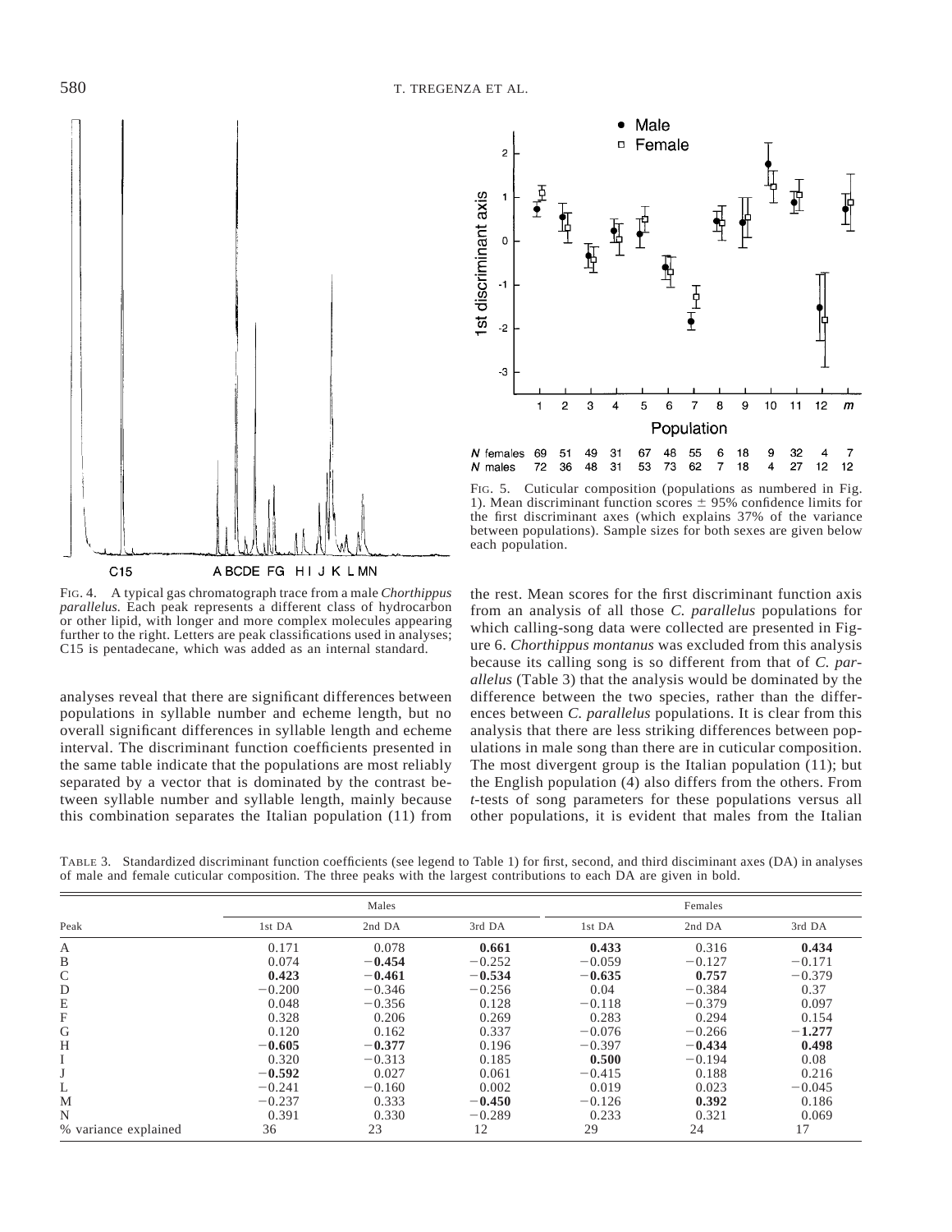FIG. 4. A typical gas chromatograph trace from a male *Chorthippus parallelus.* Each peak represents a different class of hydrocarbon or other lipid, with longer and more complex molecules appearing further to the right. Letters are peak classifications used in analyses; C15 is pentadecane, which was added as an internal standard.

FIG. 5. Cuticular composition (populations as numbered in Fig. 1). Mean discriminant function scores ± 95% confidence limits for the first discriminant axes (which explains 37% of the variance between populations). Sample sizes for both sexes are given below each population.

analyses reveal that there are significant differences between populations in syllable number and echeme length, but no overall significant differences in syllable length and echeme interval. The discriminant function coefficients presented in the same table indicate that the populations are most reliably separated by a vector that is dominated by the contrast between syllable number and syllable length, mainly because this combination separates the Italian population (11) from the rest. Mean scores for the first discriminant function axis from an analysis of all those *C. parallelus* populations for which calling-song data were collected are presented in Figure 6. *Chorthippus montanus* was excluded from this analysis because its calling song is so different from that of *C. parallelus* (Table 3) that the analysis would be dominated by the difference between the two species, rather than the differences between *C. parallelus* populations. It is clear from this analysis that there are less striking differences between populations in male song than there are in cuticular composition. The most divergent group is the Italian population (11); but the English population (4) also differs from the others. From *t*-tests of song parameters for these populations versus all other populations, it is evident that males from the Italian

TABLE 3. Standardized discriminant function coefficients (see legend to Table 1) for first, second, and third disciminant axes (DA) in analyses of male and female cuticular composition. The three peaks with the largest contributions to each DA are given in bold.

| | Males | | | Females | | |
|---|---|---|---|---|---|---|
| Peak | 1st DA | 2nd DA | 3rd DA | 1st DA | 2nd DA | 3rd DA |
| A | 0.171 | 0.078 | **0.661** | **0.433** | 0.316 | **0.434** |
| B | 0.074 | **−0.454** | −0.252 | −0.059 | −0.127 | −0.171 |
| C | **0.423** | **−0.461** | **−0.534** | **−0.635** | **0.757** | −0.379 |
| D | −0.200 | −0.346 | −0.256 | 0.04 | −0.384 | 0.37 |
| E | 0.048 | −0.356 | 0.128 | −0.118 | −0.379 | 0.097 |
| F | 0.328 | 0.206 | 0.269 | 0.283 | 0.294 | 0.154 |
| G | 0.120 | 0.162 | 0.337 | −0.076 | −0.266 | **−1.277** |
| H | **−0.605** | **−0.377** | 0.196 | −0.397 | **−0.434** | **0.498** |
| I | 0.320 | −0.313 | 0.185 | **0.500** | −0.194 | 0.08 |
| J | **−0.592** | 0.027 | 0.061 | −0.415 | 0.188 | 0.216 |
| L | −0.241 | −0.160 | 0.002 | 0.019 | 0.023 | −0.045 |
| M | −0.237 | 0.333 | **−0.450** | −0.126 | **0.392** | 0.186 |
| N | 0.391 | 0.330 | −0.289 | 0.233 | 0.321 | 0.069 |
| % variance explained | 36 | 23 | 12 | 29 | 24 | 17 |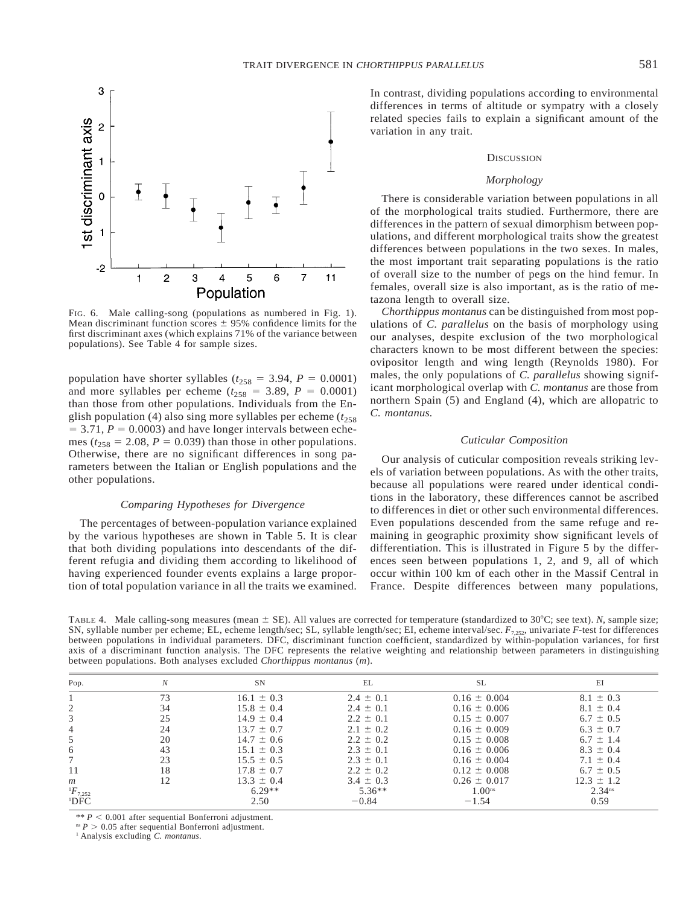FIG. 6. Male calling-song (populations as numbered in Fig. 1). Mean discriminant function scores ± 95% confidence limits for the first discriminant axes (which explains 71% of the variance between populations). See Table 4 for sample sizes.

population have shorter syllables ($t_{258}$ = 3.94, $P$ = 0.0001) and more syllables per echeme ($t_{258}$ = 3.89, $P$ = 0.0001) than those from other populations. Individuals from the English population (4) also sing more syllables per echeme ($t_{258}$ = 3.71, $P$ = 0.0003) and have longer intervals between echemes ($t_{258}$ = 2.08, $P$ = 0.039) than those in other populations. Otherwise, there are no significant differences in song parameters between the Italian or English populations and the other populations.

### *Comparing Hypotheses for Divergence*

The percentages of between-population variance explained by the various hypotheses are shown in Table 5. It is clear that both dividing populations into descendants of the different refugia and dividing them according to likelihood of having experienced founder events explains a large proportion of total population variance in all the traits we examined. In contrast, dividing populations according to environmental differences in terms of altitude or sympatry with a closely related species fails to explain a significant amount of the variation in any trait.

## DISCUSSION

### *Morphology*

There is considerable variation between populations in all of the morphological traits studied. Furthermore, there are differences in the pattern of sexual dimorphism between populations, and different morphological traits show the greatest differences between populations in the two sexes. In males, the most important trait separating populations is the ratio of overall size to the number of pegs on the hind femur. In females, overall size is also important, as is the ratio of metazona length to overall size.

*Chorthippus montanus* can be distinguished from most populations of *C. parallelus* on the basis of morphology using our analyses, despite exclusion of the two morphological characters known to be most different between the species: ovipositor length and wing length (Reynolds 1980). For males, the only populations of *C. parallelus* showing significant morphological overlap with *C. montanus* are those from northern Spain (5) and England (4), which are allopatric to *C. montanus.*

### *Cuticular Composition*

Our analysis of cuticular composition reveals striking levels of variation between populations. As with the other traits, because all populations were reared under identical conditions in the laboratory, these differences cannot be ascribed to differences in diet or other such environmental differences. Even populations descended from the same refuge and remaining in geographic proximity show significant levels of differentiation. This is illustrated in Figure 5 by the differences seen between populations 1, 2, and 9, all of which occur within 100 km of each other in the Massif Central in France. Despite differences between many populations,

TABLE 4. Male calling-song measures (mean ± SE). All values are corrected for temperature (standardized to 30°C; see text). *N*, sample size; SN, syllable number per echeme; EL, echeme length/sec; SL, syllable length/sec; EI, echeme interval/sec. $F_{7,252}$, univariate *F*-test for differences between populations in individual parameters. DFC, discriminant function coefficient, standardized by within-population variances, for first axis of a discriminant function analysis. The DFC represents the relative weighting and relationship between parameters in distinguishing between populations. Both analyses excluded *Chorthippus montanus* (*m*).

| Pop. | *N* | SN | EL | SL | EI |
|---|---|---|---|---|---|
| 1 | 73 | 16.1 ± 0.3 | 2.4 ± 0.1 | 0.16 ± 0.004 | 8.1 ± 0.3 |
| 2 | 34 | 15.8 ± 0.4 | 2.4 ± 0.1 | 0.16 ± 0.006 | 8.1 ± 0.4 |
| 3 | 25 | 14.9 ± 0.4 | 2.2 ± 0.1 | 0.15 ± 0.007 | 6.7 ± 0.5 |
| 4 | 24 | 13.7 ± 0.7 | 2.1 ± 0.2 | 0.16 ± 0.009 | 6.3 ± 0.7 |
| 5 | 20 | 14.7 ± 0.6 | 2.2 ± 0.2 | 0.15 ± 0.008 | 6.7 ± 1.4 |
| 6 | 43 | 15.1 ± 0.3 | 2.3 ± 0.1 | 0.16 ± 0.006 | 8.3 ± 0.4 |
| 7 | 23 | 15.5 ± 0.5 | 2.3 ± 0.1 | 0.16 ± 0.004 | 7.1 ± 0.4 |
| 11 | 18 | 17.8 ± 0.7 | 2.2 ± 0.2 | 0.12 ± 0.008 | 6.7 ± 0.5 |
| *m* | 12 | 13.3 ± 0.4 | 3.4 ± 0.3 | 0.26 ± 0.017 | 12.3 ± 1.2 |
| [1]$F_{7,252}$ | | 6.29** | 5.36** | 1.00[ns] | 2.34[ns] |
| [1]DFC | | 2.50 | −0.84 | −1.54 | 0.59 |

** $P$ < 0.001 after sequential Bonferroni adjustment.
[ns] $P$ > 0.05 after sequential Bonferroni adjustment.
[1] Analysis excluding *C. montanus*.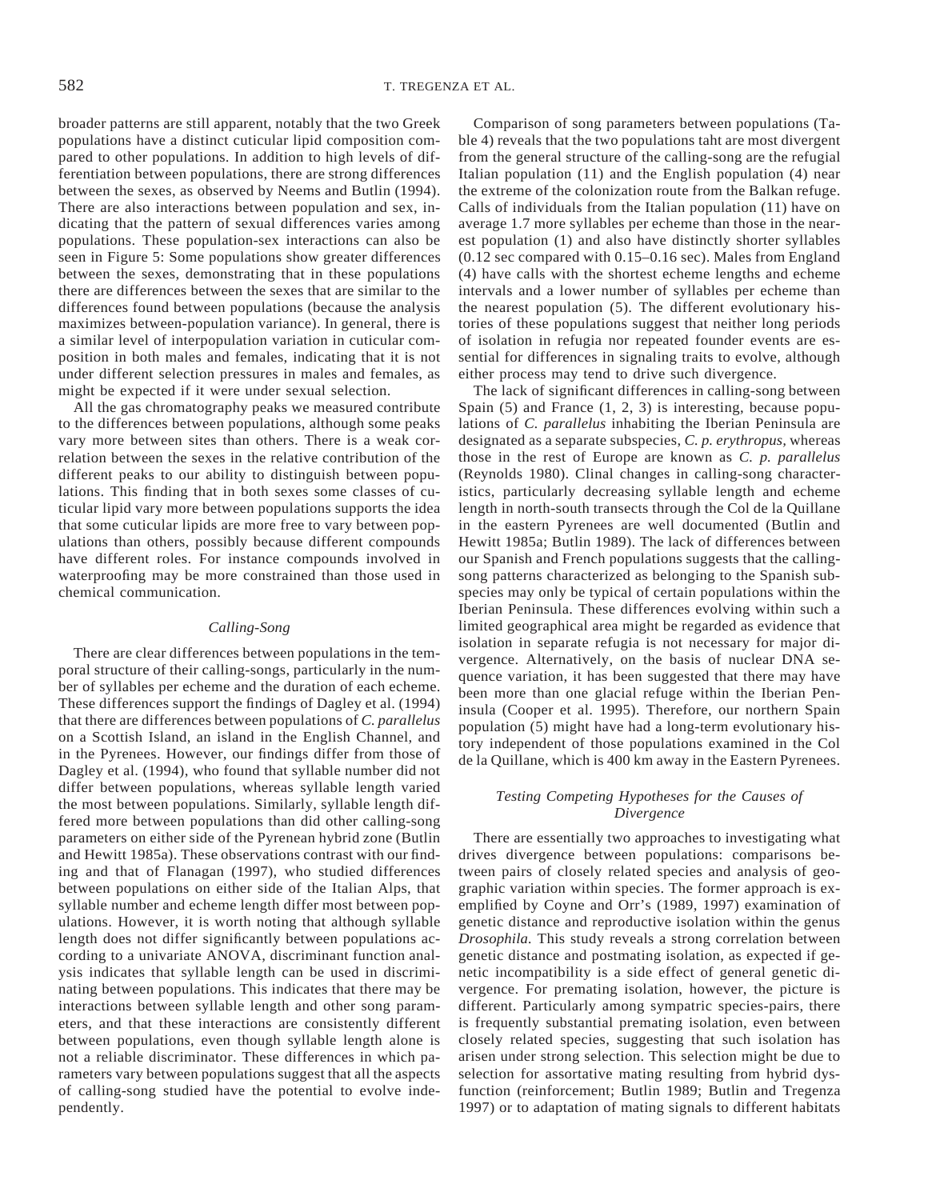broader patterns are still apparent, notably that the two Greek populations have a distinct cuticular lipid composition compared to other populations. In addition to high levels of differentiation between populations, there are strong differences between the sexes, as observed by Neems and Butlin (1994). There are also interactions between population and sex, indicating that the pattern of sexual differences varies among populations. These population-sex interactions can also be seen in Figure 5: Some populations show greater differences between the sexes, demonstrating that in these populations there are differences between the sexes that are similar to the differences found between populations (because the analysis maximizes between-population variance). In general, there is a similar level of interpopulation variation in cuticular composition in both males and females, indicating that it is not under different selection pressures in males and females, as might be expected if it were under sexual selection.

All the gas chromatography peaks we measured contribute to the differences between populations, although some peaks vary more between sites than others. There is a weak correlation between the sexes in the relative contribution of the different peaks to our ability to distinguish between populations. This finding that in both sexes some classes of cuticular lipid vary more between populations supports the idea that some cuticular lipids are more free to vary between populations than others, possibly because different compounds have different roles. For instance compounds involved in waterproofing may be more constrained than those used in chemical communication.

### *Calling-Song*

There are clear differences between populations in the temporal structure of their calling-songs, particularly in the number of syllables per echeme and the duration of each echeme. These differences support the findings of Dagley et al. (1994) that there are differences between populations of *C. parallelus* on a Scottish Island, an island in the English Channel, and in the Pyrenees. However, our findings differ from those of Dagley et al. (1994), who found that syllable number did not differ between populations, whereas syllable length varied the most between populations. Similarly, syllable length differed more between populations than did other calling-song parameters on either side of the Pyrenean hybrid zone (Butlin and Hewitt 1985a). These observations contrast with our finding and that of Flanagan (1997), who studied differences between populations on either side of the Italian Alps, that syllable number and echeme length differ most between populations. However, it is worth noting that although syllable length does not differ significantly between populations according to a univariate ANOVA, discriminant function analysis indicates that syllable length can be used in discriminating between populations. This indicates that there may be interactions between syllable length and other song parameters, and that these interactions are consistently different between populations, even though syllable length alone is not a reliable discriminator. These differences in which parameters vary between populations suggest that all the aspects of calling-song studied have the potential to evolve independently.

Comparison of song parameters between populations (Table 4) reveals that the two populations taht are most divergent from the general structure of the calling-song are the refugial Italian population (11) and the English population (4) near the extreme of the colonization route from the Balkan refuge. Calls of individuals from the Italian population (11) have on average 1.7 more syllables per echeme than those in the nearest population (1) and also have distinctly shorter syllables (0.12 sec compared with 0.15–0.16 sec). Males from England (4) have calls with the shortest echeme lengths and echeme intervals and a lower number of syllables per echeme than the nearest population (5). The different evolutionary histories of these populations suggest that neither long periods of isolation in refugia nor repeated founder events are essential for differences in signaling traits to evolve, although either process may tend to drive such divergence.

The lack of significant differences in calling-song between Spain (5) and France (1, 2, 3) is interesting, because populations of *C. parallelus* inhabiting the Iberian Peninsula are designated as a separate subspecies, *C. p. erythropus,* whereas those in the rest of Europe are known as *C. p. parallelus* (Reynolds 1980). Clinal changes in calling-song characteristics, particularly decreasing syllable length and echeme length in north-south transects through the Col de la Quillane in the eastern Pyrenees are well documented (Butlin and Hewitt 1985a; Butlin 1989). The lack of differences between our Spanish and French populations suggests that the calling-song patterns characterized as belonging to the Spanish subspecies may only be typical of certain populations within the Iberian Peninsula. These differences evolving within such a limited geographical area might be regarded as evidence that isolation in separate refugia is not necessary for major divergence. Alternatively, on the basis of nuclear DNA sequence variation, it has been suggested that there may have been more than one glacial refuge within the Iberian Peninsula (Cooper et al. 1995). Therefore, our northern Spain population (5) might have had a long-term evolutionary history independent of those populations examined in the Col de la Quillane, which is 400 km away in the Eastern Pyrenees.

### *Testing Competing Hypotheses for the Causes of Divergence*

There are essentially two approaches to investigating what drives divergence between populations: comparisons between pairs of closely related species and analysis of geographic variation within species. The former approach is exemplified by Coyne and Orr's (1989, 1997) examination of genetic distance and reproductive isolation within the genus *Drosophila.* This study reveals a strong correlation between genetic distance and postmating isolation, as expected if genetic incompatibility is a side effect of general genetic divergence. For premating isolation, however, the picture is different. Particularly among sympatric species-pairs, there is frequently substantial premating isolation, even between closely related species, suggesting that such isolation has arisen under strong selection. This selection might be due to selection for assortative mating resulting from hybrid dysfunction (reinforcement; Butlin 1989; Butlin and Tregenza 1997) or to adaptation of mating signals to different habitats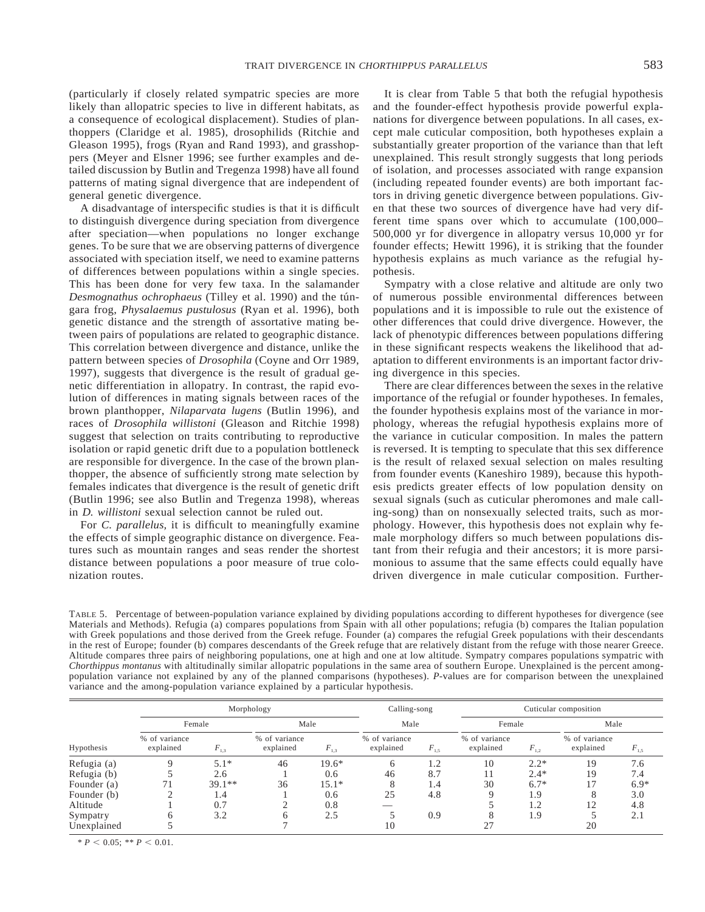(particularly if closely related sympatric species are more likely than allopatric species to live in different habitats, as a consequence of ecological displacement). Studies of planthoppers (Claridge et al. 1985), drosophilids (Ritchie and Gleason 1995), frogs (Ryan and Rand 1993), and grasshoppers (Meyer and Elsner 1996; see further examples and detailed discussion by Butlin and Tregenza 1998) have all found patterns of mating signal divergence that are independent of general genetic divergence.

A disadvantage of interspecific studies is that it is difficult to distinguish divergence during speciation from divergence after speciation—when populations no longer exchange genes. To be sure that we are observing patterns of divergence associated with speciation itself, we need to examine patterns of differences between populations within a single species. This has been done for very few taxa. In the salamander *Desmognathus ochrophaeus* (Tilley et al. 1990) and the túngara frog, *Physalaemus pustulosus* (Ryan et al. 1996), both genetic distance and the strength of assortative mating between pairs of populations are related to geographic distance. This correlation between divergence and distance, unlike the pattern between species of *Drosophila* (Coyne and Orr 1989, 1997), suggests that divergence is the result of gradual genetic differentiation in allopatry. In contrast, the rapid evolution of differences in mating signals between races of the brown planthopper, *Nilaparvata lugens* (Butlin 1996), and races of *Drosophila willistoni* (Gleason and Ritchie 1998) suggest that selection on traits contributing to reproductive isolation or rapid genetic drift due to a population bottleneck are responsible for divergence. In the case of the brown planthopper, the absence of sufficiently strong mate selection by females indicates that divergence is the result of genetic drift (Butlin 1996; see also Butlin and Tregenza 1998), whereas in *D. willistoni* sexual selection cannot be ruled out.

For *C. parallelus,* it is difficult to meaningfully examine the effects of simple geographic distance on divergence. Features such as mountain ranges and seas render the shortest distance between populations a poor measure of true colonization routes.

It is clear from Table 5 that both the refugial hypothesis and the founder-effect hypothesis provide powerful explanations for divergence between populations. In all cases, except male cuticular composition, both hypotheses explain a substantially greater proportion of the variance than that left unexplained. This result strongly suggests that long periods of isolation, and processes associated with range expansion (including repeated founder events) are both important factors in driving genetic divergence between populations. Given that these two sources of divergence have had very different time spans over which to accumulate (100,000–500,000 yr for divergence in allopatry versus 10,000 yr for founder effects; Hewitt 1996), it is striking that the founder hypothesis explains as much variance as the refugial hypothesis.

Sympatry with a close relative and altitude are only two of numerous possible environmental differences between populations and it is impossible to rule out the existence of other differences that could drive divergence. However, the lack of phenotypic differences between populations differing in these significant respects weakens the likelihood that adaptation to different environments is an important factor driving divergence in this species.

There are clear differences between the sexes in the relative importance of the refugial or founder hypotheses. In females, the founder hypothesis explains most of the variance in morphology, whereas the refugial hypothesis explains more of the variance in cuticular composition. In males the pattern is reversed. It is tempting to speculate that this sex difference is the result of relaxed sexual selection on males resulting from founder events (Kaneshiro 1989), because this hypothesis predicts greater effects of low population density on sexual signals (such as cuticular pheromones and male calling-song) than on nonsexually selected traits, such as morphology. However, this hypothesis does not explain why female morphology differs so much between populations distant from their refugia and their ancestors; it is more parsimonious to assume that the same effects could equally have driven divergence in male cuticular composition. Further-

TABLE 5. Percentage of between-population variance explained by dividing populations according to different hypotheses for divergence (see Materials and Methods). Refugia (a) compares populations from Spain with all other populations; refugia (b) compares the Italian population with Greek populations and those derived from the Greek refuge. Founder (a) compares the refugial Greek populations with their descendants in the rest of Europe; founder (b) compares descendants of the Greek refuge that are relatively distant from the refuge with those nearer Greece. Altitude compares three pairs of neighboring populations, one at high and one at low altitude. Sympatry compares populations sympatric with *Chorthippus montanus* with altitudinally similar allopatric populations in the same area of southern Europe. Unexplained is the percent among-population variance not explained by any of the planned comparisons (hypotheses). *P*-values are for comparison between the unexplained variance and the among-population variance explained by a particular hypothesis.

| | Morphology | | | | Calling-song | | Cuticular composition | | | |
|---|---|---|---|---|---|---|---|---|---|---|
| | Female | | Male | | Male | | Female | | Male | |
| Hypothesis | % of variance explained | $F_{1,3}$ | % of variance explained | $F_{1,3}$ | % of variance explained | $F_{1,5}$ | % of variance explained | $F_{1,2}$ | % of variance explained | $F_{1,5}$ |
| Refugia (a) | 9 | 5.1* | 46 | 19.6* | 6 | 1.2 | 10 | 2.2* | 19 | 7.6 |
| Refugia (b) | 5 | 2.6 | 1 | 0.6 | 46 | 8.7 | 11 | 2.4* | 19 | 7.4 |
| Founder (a) | 71 | 39.1** | 36 | 15.1* | 8 | 1.4 | 30 | 6.7* | 17 | 6.9* |
| Founder (b) | 2 | 1.4 | 1 | 0.6 | 25 | 4.8 | 9 | 1.9 | 8 | 3.0 |
| Altitude | 1 | 0.7 | 2 | 0.8 | — | | 5 | 1.2 | 12 | 4.8 |
| Sympatry | 6 | 3.2 | 6 | 2.5 | 5 | 0.9 | 8 | 1.9 | 5 | 2.1 |
| Unexplained | 5 | | 7 | | 10 | | 27 | | 20 | |

* $P < 0.05$; ** $P < 0.01$.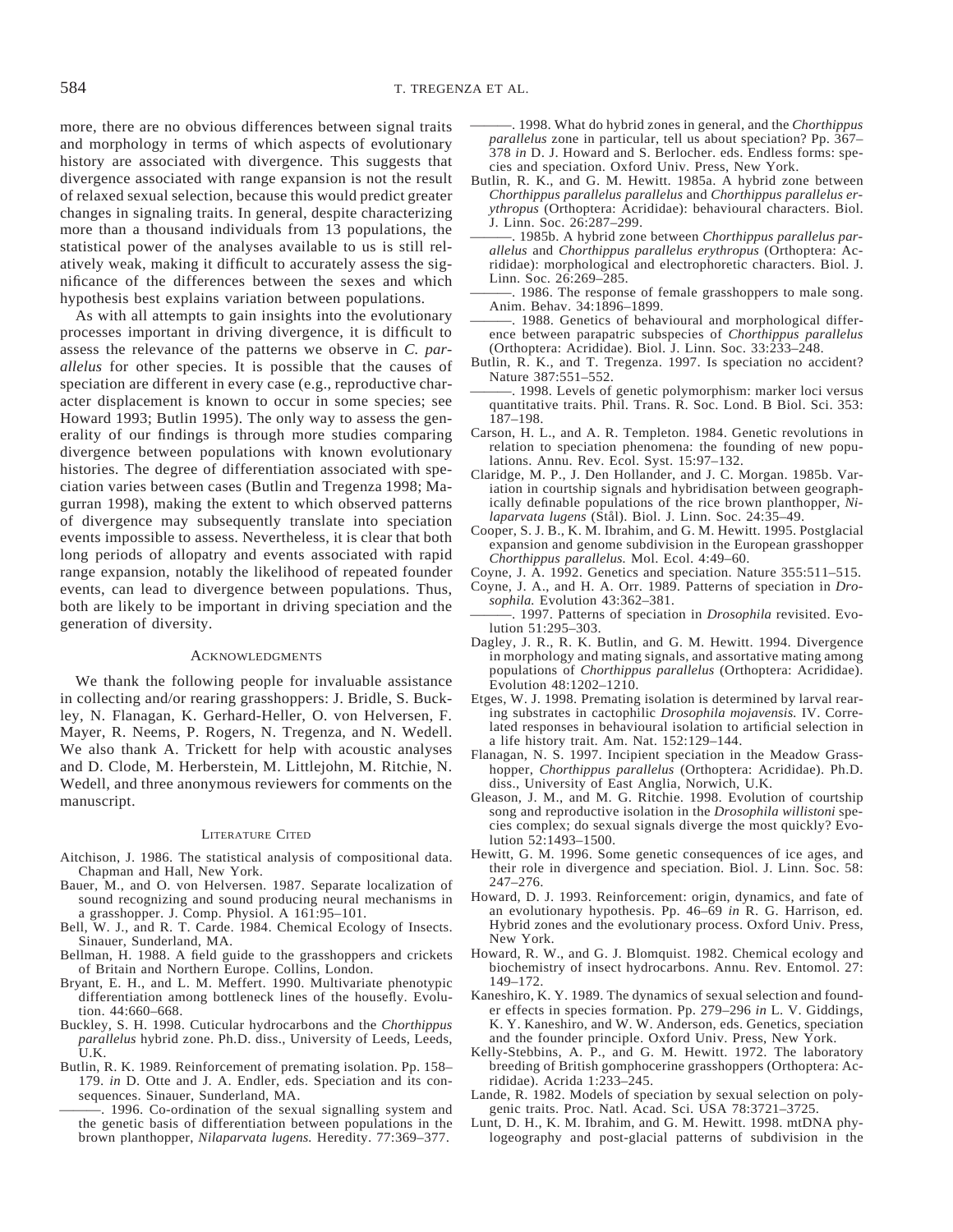more, there are no obvious differences between signal traits and morphology in terms of which aspects of evolutionary history are associated with divergence. This suggests that divergence associated with range expansion is not the result of relaxed sexual selection, because this would predict greater changes in signaling traits. In general, despite characterizing more than a thousand individuals from 13 populations, the statistical power of the analyses available to us is still relatively weak, making it difficult to accurately assess the significance of the differences between the sexes and which hypothesis best explains variation between populations.

As with all attempts to gain insights into the evolutionary processes important in driving divergence, it is difficult to assess the relevance of the patterns we observe in *C. parallelus* for other species. It is possible that the causes of speciation are different in every case (e.g., reproductive character displacement is known to occur in some species; see Howard 1993; Butlin 1995). The only way to assess the generality of our findings is through more studies comparing divergence between populations with known evolutionary histories. The degree of differentiation associated with speciation varies between cases (Butlin and Tregenza 1998; Magurran 1998), making the extent to which observed patterns of divergence may subsequently translate into speciation events impossible to assess. Nevertheless, it is clear that both long periods of allopatry and events associated with rapid range expansion, notably the likelihood of repeated founder events, can lead to divergence between populations. Thus, both are likely to be important in driving speciation and the generation of diversity.

## Acknowledgments

We thank the following people for invaluable assistance in collecting and/or rearing grasshoppers: J. Bridle, S. Buckley, N. Flanagan, K. Gerhard-Heller, O. von Helversen, F. Mayer, R. Neems, P. Rogers, N. Tregenza, and N. Wedell. We also thank A. Trickett for help with acoustic analyses and D. Clode, M. Herberstein, M. Littlejohn, M. Ritchie, N. Wedell, and three anonymous reviewers for comments on the manuscript.

## Literature Cited

Aitchison, J. 1986. The statistical analysis of compositional data. Chapman and Hall, New York.

Bauer, M., and O. von Helversen. 1987. Separate localization of sound recognizing and sound producing neural mechanisms in a grasshopper. J. Comp. Physiol. A 161:95–101.

Bell, W. J., and R. T. Carde. 1984. Chemical Ecology of Insects. Sinauer, Sunderland, MA.

Bellman, H. 1988. A field guide to the grasshoppers and crickets of Britain and Northern Europe. Collins, London.

Bryant, E. H., and L. M. Meffert. 1990. Multivariate phenotypic differentiation among bottleneck lines of the housefly. Evolution. 44:660–668.

Buckley, S. H. 1998. Cuticular hydrocarbons and the *Chorthippus parallelus* hybrid zone. Ph.D. diss., University of Leeds, Leeds, U.K.

Butlin, R. K. 1989. Reinforcement of premating isolation. Pp. 158–179. *in* D. Otte and J. A. Endler, eds. Speciation and its consequences. Sinauer, Sunderland, MA.

———. 1996. Co-ordination of the sexual signalling system and the genetic basis of differentiation between populations in the brown planthopper, *Nilaparvata lugens.* Heredity. 77:369–377.

———. 1998. What do hybrid zones in general, and the *Chorthippus parallelus* zone in particular, tell us about speciation? Pp. 367–378 *in* D. J. Howard and S. Berlocher. eds. Endless forms: species and speciation. Oxford Univ. Press, New York.

Butlin, R. K., and G. M. Hewitt. 1985a. A hybrid zone between *Chorthippus parallelus parallelus* and *Chorthippus parallelus erythropus* (Orthoptera: Acrididae): behavioural characters. Biol. J. Linn. Soc. 26:287–299.

———. 1985b. A hybrid zone between *Chorthippus parallelus parallelus* and *Chorthippus parallelus erythropus* (Orthoptera: Acrididae): morphological and electrophoretic characters. Biol. J. Linn. Soc. 26:269–285.

———. 1986. The response of female grasshoppers to male song. Anim. Behav. 34:1896–1899.

———. 1988. Genetics of behavioural and morphological difference between parapatric subspecies of *Chorthippus parallelus* (Orthoptera: Acrididae). Biol. J. Linn. Soc. 33:233–248.

Butlin, R. K., and T. Tregenza. 1997. Is speciation no accident? Nature 387:551–552.

———. 1998. Levels of genetic polymorphism: marker loci versus quantitative traits. Phil. Trans. R. Soc. Lond. B Biol. Sci. 353: 187–198.

Carson, H. L., and A. R. Templeton. 1984. Genetic revolutions in relation to speciation phenomena: the founding of new populations. Annu. Rev. Ecol. Syst. 15:97–132.

Claridge, M. P., J. Den Hollander, and J. C. Morgan. 1985b. Variation in courtship signals and hybridisation between geographically definable populations of the rice brown planthopper, *Nilaparvata lugens* (Stål). Biol. J. Linn. Soc. 24:35–49.

Cooper, S. J. B., K. M. Ibrahim, and G. M. Hewitt. 1995. Postglacial expansion and genome subdivision in the European grasshopper *Chorthippus parallelus.* Mol. Ecol. 4:49–60.

Coyne, J. A. 1992. Genetics and speciation. Nature 355:511–515.

Coyne, J. A., and H. A. Orr. 1989. Patterns of speciation in *Drosophila.* Evolution 43:362–381.

———. 1997. Patterns of speciation in *Drosophila* revisited. Evolution 51:295–303.

Dagley, J. R., R. K. Butlin, and G. M. Hewitt. 1994. Divergence in morphology and mating signals, and assortative mating among populations of *Chorthippus parallelus* (Orthoptera: Acrididae). Evolution 48:1202–1210.

Etges, W. J. 1998. Premating isolation is determined by larval rearing substrates in cactophilic *Drosophila mojavensis.* IV. Correlated responses in behavioural isolation to artificial selection in a life history trait. Am. Nat. 152:129–144.

Flanagan, N. S. 1997. Incipient speciation in the Meadow Grasshopper, *Chorthippus parallelus* (Orthoptera: Acrididae). Ph.D. diss., University of East Anglia, Norwich, U.K.

Gleason, J. M., and M. G. Ritchie. 1998. Evolution of courtship song and reproductive isolation in the *Drosophila willistoni* species complex; do sexual signals diverge the most quickly? Evolution 52:1493–1500.

Hewitt, G. M. 1996. Some genetic consequences of ice ages, and their role in divergence and speciation. Biol. J. Linn. Soc. 58: 247–276.

Howard, D. J. 1993. Reinforcement: origin, dynamics, and fate of an evolutionary hypothesis. Pp. 46–69 *in* R. G. Harrison, ed. Hybrid zones and the evolutionary process. Oxford Univ. Press, New York.

Howard, R. W., and G. J. Blomquist. 1982. Chemical ecology and biochemistry of insect hydrocarbons. Annu. Rev. Entomol. 27: 149–172.

Kaneshiro, K. Y. 1989. The dynamics of sexual selection and founder effects in species formation. Pp. 279–296 *in* L. V. Giddings, K. Y. Kaneshiro, and W. W. Anderson, eds. Genetics, speciation and the founder principle. Oxford Univ. Press, New York.

Kelly-Stebbins, A. P., and G. M. Hewitt. 1972. The laboratory breeding of British gomphocerine grasshoppers (Orthoptera: Acrididae). Acrida 1:233–245.

Lande, R. 1982. Models of speciation by sexual selection on polygenic traits. Proc. Natl. Acad. Sci. USA 78:3721–3725.

Lunt, D. H., K. M. Ibrahim, and G. M. Hewitt. 1998. mtDNA phylogeography and post-glacial patterns of subdivision in the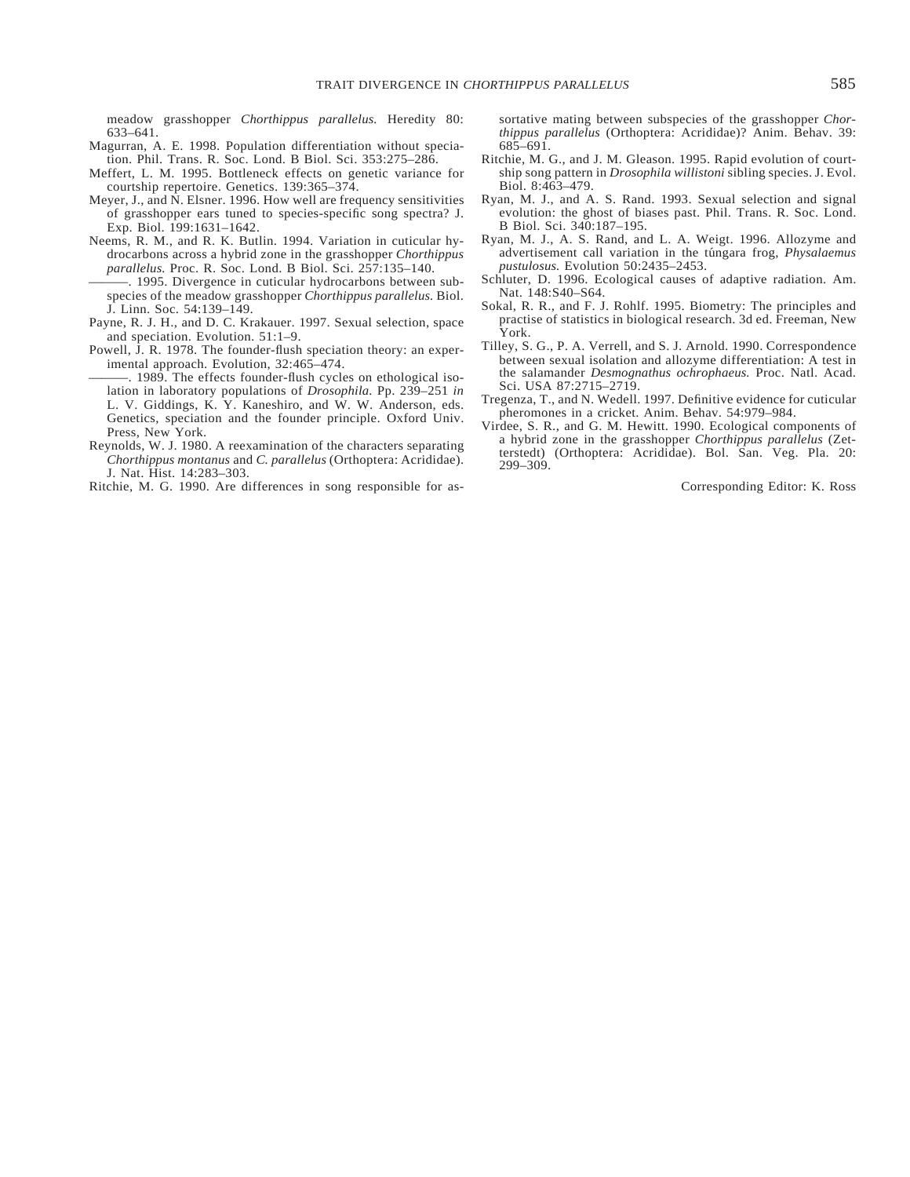meadow grasshopper *Chorthippus parallelus.* Heredity 80: 633–641.

Magurran, A. E. 1998. Population differentiation without speciation. Phil. Trans. R. Soc. Lond. B Biol. Sci. 353:275–286.

Meffert, L. M. 1995. Bottleneck effects on genetic variance for courtship repertoire. Genetics. 139:365–374.

Meyer, J., and N. Elsner. 1996. How well are frequency sensitivities of grasshopper ears tuned to species-specific song spectra? J. Exp. Biol. 199:1631–1642.

Neems, R. M., and R. K. Butlin. 1994. Variation in cuticular hydrocarbons across a hybrid zone in the grasshopper *Chorthippus parallelus.* Proc. R. Soc. Lond. B Biol. Sci. 257:135–140.

———. 1995. Divergence in cuticular hydrocarbons between subspecies of the meadow grasshopper *Chorthippus parallelus.* Biol. J. Linn. Soc. 54:139–149.

Payne, R. J. H., and D. C. Krakauer. 1997. Sexual selection, space and speciation. Evolution. 51:1–9.

Powell, J. R. 1978. The founder-flush speciation theory: an experimental approach. Evolution, 32:465–474.

———. 1989. The effects founder-flush cycles on ethological isolation in laboratory populations of *Drosophila.* Pp. 239–251 *in* L. V. Giddings, K. Y. Kaneshiro, and W. W. Anderson, eds. Genetics, speciation and the founder principle. Oxford Univ. Press, New York.

Reynolds, W. J. 1980. A reexamination of the characters separating *Chorthippus montanus* and *C. parallelus* (Orthoptera: Acrididae). J. Nat. Hist. 14:283–303.

Ritchie, M. G. 1990. Are differences in song responsible for assortative mating between subspecies of the grasshopper *Chorthippus parallelus* (Orthoptera: Acrididae)? Anim. Behav. 39: 685–691.

Ritchie, M. G., and J. M. Gleason. 1995. Rapid evolution of courtship song pattern in *Drosophila willistoni* sibling species. J. Evol. Biol. 8:463–479.

Ryan, M. J., and A. S. Rand. 1993. Sexual selection and signal evolution: the ghost of biases past. Phil. Trans. R. Soc. Lond. B Biol. Sci. 340:187–195.

Ryan, M. J., A. S. Rand, and L. A. Weigt. 1996. Allozyme and advertisement call variation in the túngara frog, *Physalaemus pustulosus.* Evolution 50:2435–2453.

Schluter, D. 1996. Ecological causes of adaptive radiation. Am. Nat. 148:S40–S64.

Sokal, R. R., and F. J. Rohlf. 1995. Biometry: The principles and practise of statistics in biological research. 3d ed. Freeman, New York.

Tilley, S. G., P. A. Verrell, and S. J. Arnold. 1990. Correspondence between sexual isolation and allozyme differentiation: A test in the salamander *Desmognathus ochrophaeus.* Proc. Natl. Acad. Sci. USA 87:2715–2719.

Tregenza, T., and N. Wedell. 1997. Definitive evidence for cuticular pheromones in a cricket. Anim. Behav. 54:979–984.

Virdee, S. R., and G. M. Hewitt. 1990. Ecological components of a hybrid zone in the grasshopper *Chorthippus parallelus* (Zetterstedt) (Orthoptera: Acrididae). Bol. San. Veg. Pla. 20: 299–309.

Corresponding Editor: K. Ross